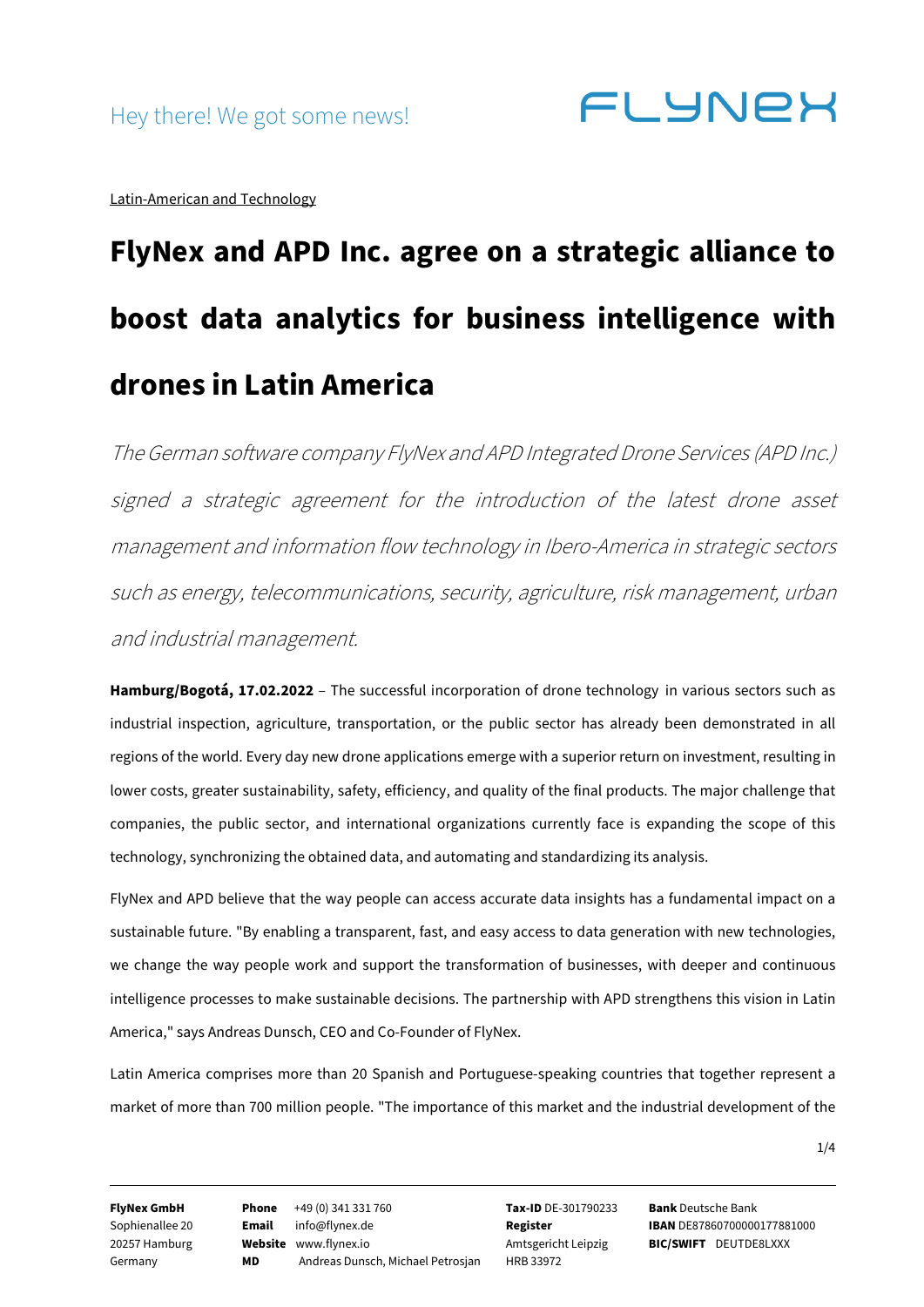Hey there! We got some news!

Latin-American and Technology

# FlyNex and APD Inc. agree on a strategic alliance to boost data analytics for business intelligence with drones in Latin America

*The German software company FlyNex and APD Integrated Drone Services (APD Inc.) signed a strategic agreement for the introduction of the latest drone asset management and information flow technology in Ibero-America in strategic sectors such as energy, telecommunications, security, agriculture, risk management, urban and industrial management.*

**Hamburg/Bogotá, 17.02.2022** – The successful incorporation of drone technology in various sectors such as industrial inspection, agriculture, transportation, or the public sector has already been demonstrated in all regions of the world. Every day new drone applications emerge with a superior return on investment, resulting in lower costs, greater sustainability, safety, efficiency, and quality of the final products. The major challenge that companies, the public sector, and international organizations currently face is expanding the scope of this technology, synchronizing the obtained data, and automating and standardizing its analysis.

FlyNex and APD believe that the way people can access accurate data insights has a fundamental impact on a sustainable future. "By enabling a transparent, fast, and easy access to data generation with new technologies, we change the way people work and support the transformation of businesses, with deeper and continuous intelligence processes to make sustainable decisions. The partnership with APD strengthens this vision in Latin America," says Andreas Dunsch, CEO and Co-Founder of FlyNex.

Latin America comprises more than 20 Spanish and Portuguese-speaking countries that together represent a market of more than 700 million people. "The importance of this market and the industrial development of the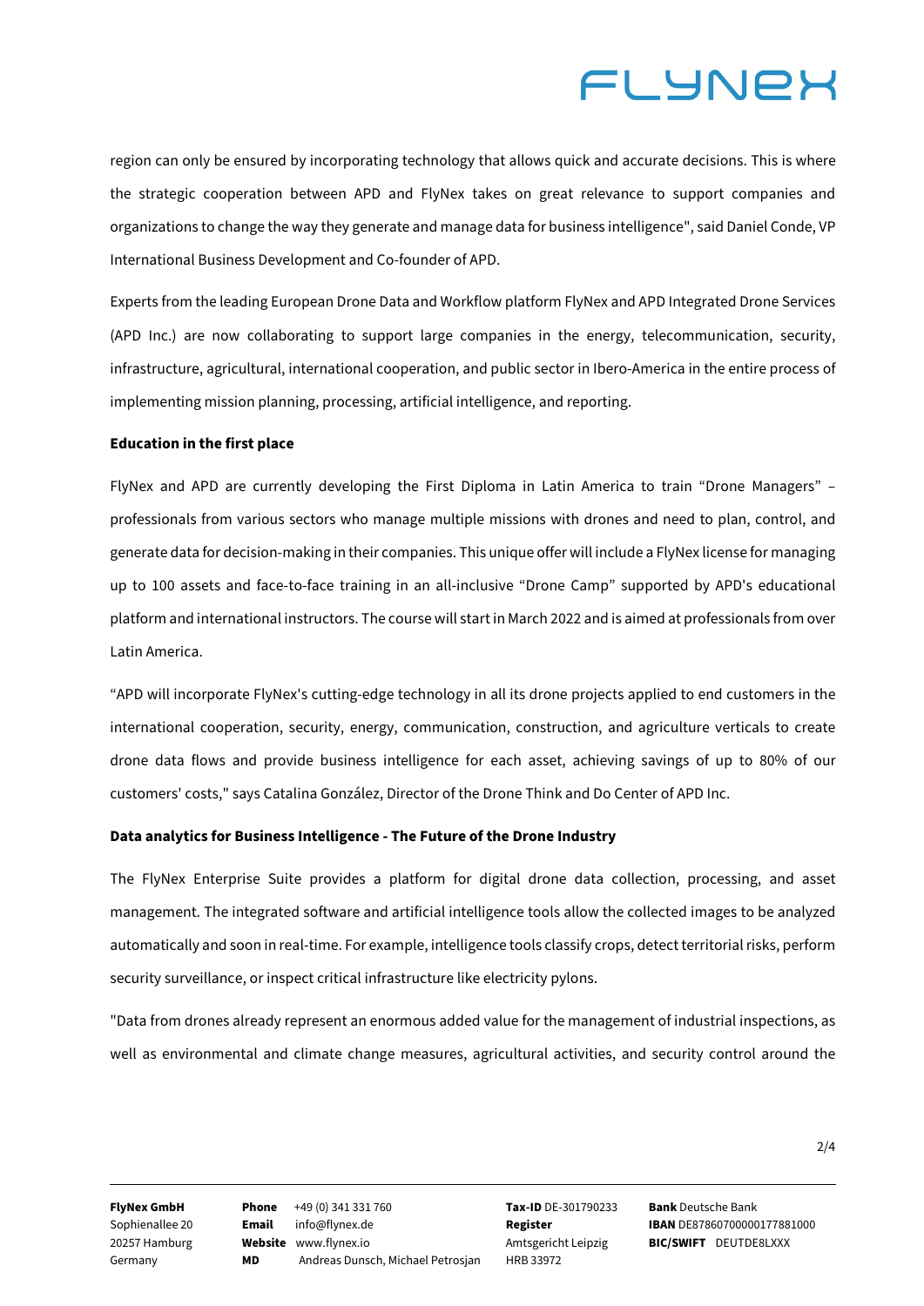region can only be ensured by incorporating technology that allows quick and accurate decisions. This is where the strategic cooperation between APD and FlyNex takes on great relevance to support companies and organizations to change the way they generate and manage data for business intelligence", said Daniel Conde, VP International Business Development and Co-founder of APD.

Experts from the leading European Drone Data and Workflow platform FlyNex and APD Integrated Drone Services (APD Inc.) are now collaborating to support large companies in the energy, telecommunication, security, infrastructure, agricultural, international cooperation, and public sector in Ibero-America in the entire process of implementing mission planning, processing, artificial intelligence, and reporting.

**Education in the first place**

FlyNex and APD are currently developing the First Diploma in Latin America to train "Drone Managers" – professionals from various sectors who manage multiple missions with drones and need to plan, control, and generate data for decision-making in their companies. This unique offer will include a FlyNex license for managing up to 100 assets and face-to-face training in an all-inclusive "Drone Camp" supported by APD's educational platform and international instructors. The course will start in March 2022 and is aimed at professionals from over Latin America.

"APD will incorporate FlyNex's cutting-edge technology in all its drone projects applied to end customers in the international cooperation, security, energy, communication, construction, and agriculture verticals to create drone data flows and provide business intelligence for each asset, achieving savings of up to 80% of our customers' costs," says Catalina González, Director of the Drone Think and Do Center of APD Inc.

**Data analytics for Business Intelligence - The Future of the Drone Industry**

The FlyNex Enterprise Suite provides a platform for digital drone data collection, processing, and asset management. The integrated software and artificial intelligence tools allow the collected images to be analyzed automatically and soon in real-time. For example, intelligence tools classify crops, detect territorial risks, perform security surveillance, or inspect critical infrastructure like electricity pylons.

"Data from drones already represent an enormous added value for the management of industrial inspections, as well as environmental and climate change measures, agricultural activities, and security control around the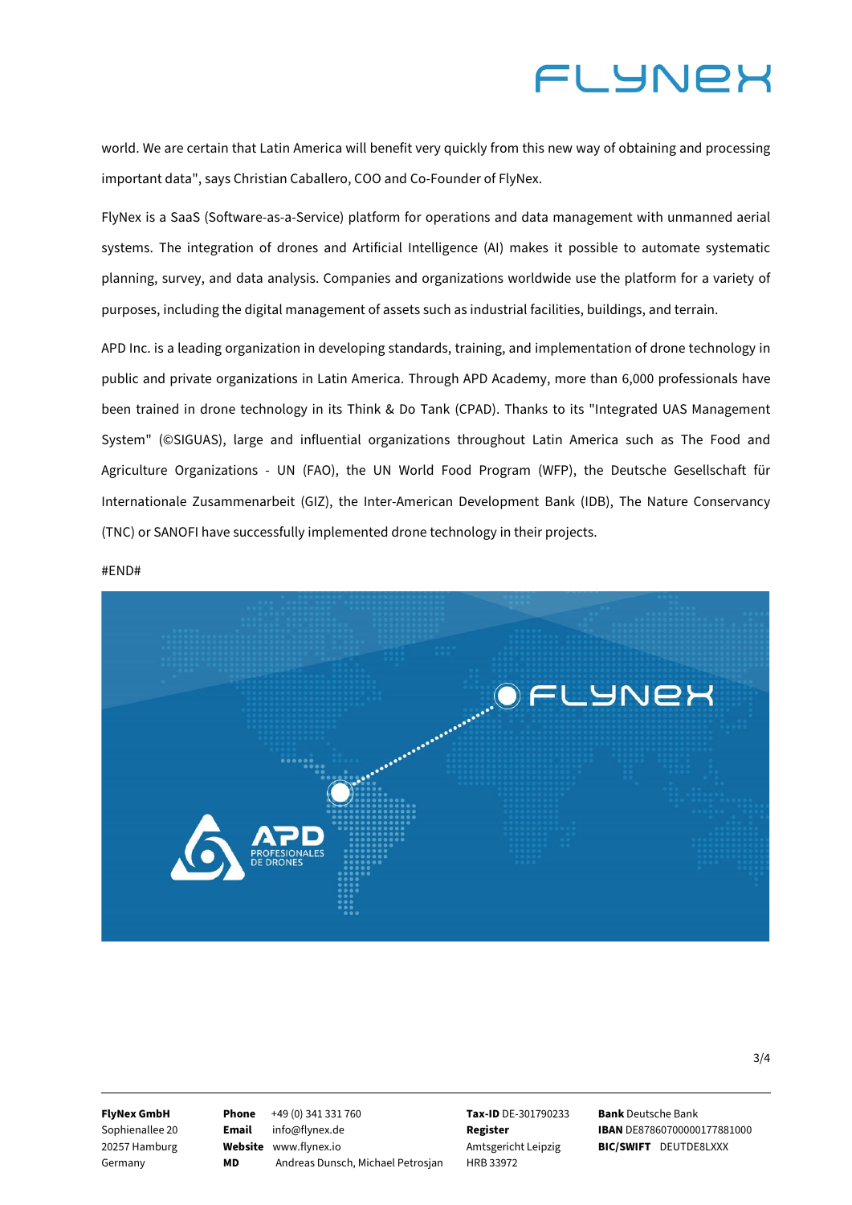world. We are certain that Latin America will benefit very quickly from this new way of obtaining and processing important data", says Christian Caballero, COO and Co-Founder of FlyNex.

FlyNex is a SaaS (Software-as-a-Service) platform for operations and data management with unmanned aerial systems. The integration of drones and Artificial Intelligence (AI) makes it possible to automate systematic planning, survey, and data analysis. Companies and organizations worldwide use the platform for a variety of purposes, including the digital management of assets such as industrial facilities, buildings, and terrain.

APD Inc. is a leading organization in developing standards, training, and implementation of drone technology in public and private organizations in Latin America. Through APD Academy, more than 6,000 professionals have been trained in drone technology in its Think & Do Tank (CPAD). Thanks to its "Integrated UAS Management System" (©SIGUAS), large and influential organizations throughout Latin America such as The Food and Agriculture Organizations - UN (FAO), the UN World Food Program (WFP), the Deutsche Gesellschaft für Internationale Zusammenarbeit (GIZ), the Inter-American Development Bank (IDB), The Nature Conservancy (TNC) or SANOFI have successfully implemented drone technology in their projects.

#END#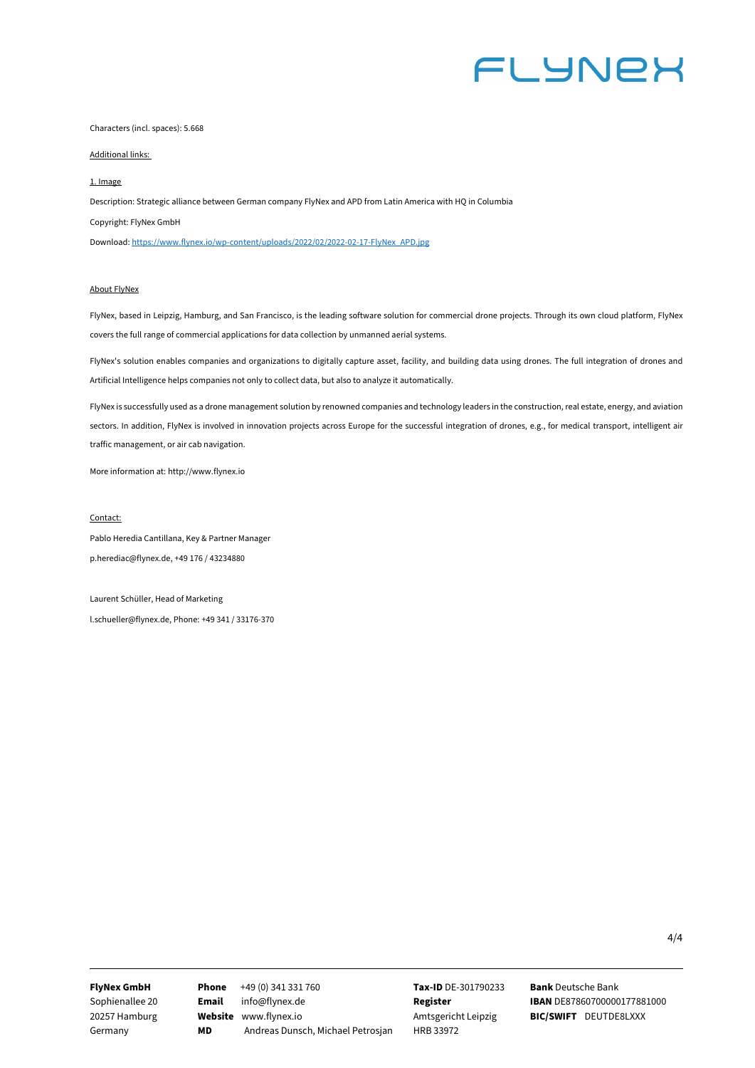Characters (incl. spaces): 5.668

Additional links:

1. Image

Description: Strategic alliance between German company FlyNex and APD from Latin America with HQ in Columbia

Copyright: FlyNex GmbH

Download: https://www.flynex.io/wp-content/uploads/2022/02/2022-02-17-FlyNex_APD.jpg

## About FlyNex

FlyNex, based in Leipzig, Hamburg, and San Francisco, is the leading software solution for commercial drone projects. Through its own cloud platform, FlyNex covers the full range of commercial applications for data collection by unmanned aerial systems.

FlyNex's solution enables companies and organizations to digitally capture asset, facility, and building data using drones. The full integration of drones and Artificial Intelligence helps companies not only to collect data, but also to analyze it automatically.

FlyNex is successfully used as a drone management solution by renowned companies and technology leaders in the construction, real estate, energy, and aviation sectors. In addition, FlyNex is involved in innovation projects across Europe for the successful integration of drones, e.g., for medical transport, intelligent air traffic management, or air cab navigation.

More information at: http://www.flynex.io

## Contact:

Pablo Heredia Cantillana, Key & Partner Manager

p.herediac@flynex.de, +49 176 / 43234880

Laurent Schüller, Head of Marketing

l.schueller@flynex.de, Phone: +49 341 / 33176-370

**FlyNex GmbH**
Sophienallee 20
20257 Hamburg
Germany

**Phone** +49 (0) 341 331 760
**Email** info@flynex.de
**Website** www.flynex.io
**MD** Andreas Dunsch, Michael Petrosjan

**Tax-ID** DE-301790233
**Register**
Amtsgericht Leipzig
HRB 33972

**Bank** Deutsche Bank
**IBAN** DE87860700000177881000
**BIC/SWIFT** DEUTDE8LXXX